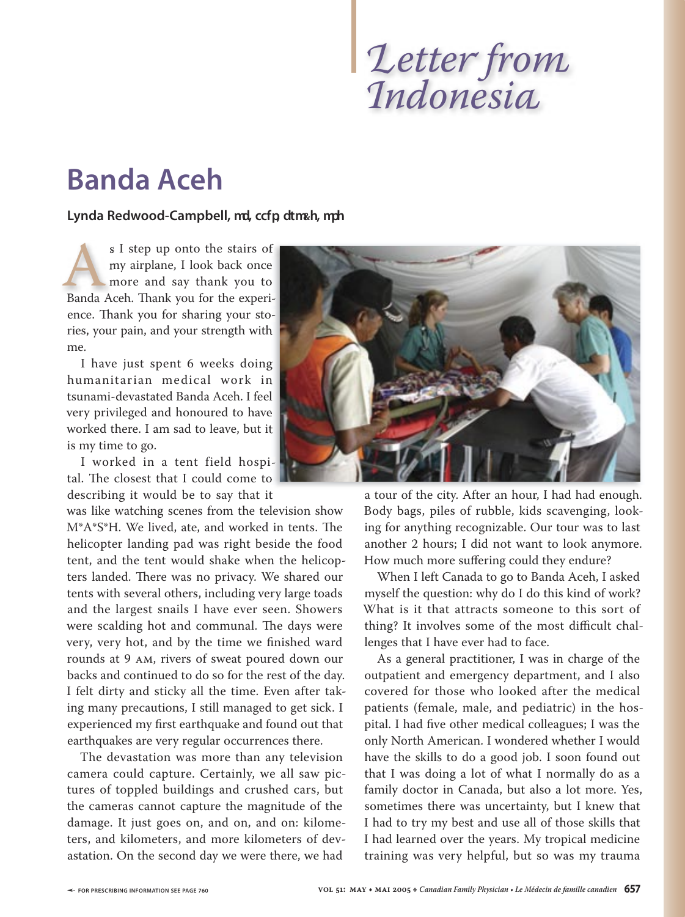# Letter from Indonesia

## Banda Aceh

**Lynda Redwood-Campbell, MD, CCFP, DTM&H, MPH**

As I step up onto the stairs of my airplane, I look back once more and say thank you to Banda Aceh. Thank you for the experience. Thank you for sharing your stories, your pain, and your strength with me.

I have just spent 6 weeks doing humanitarian medical work in tsunami-devastated Banda Aceh. I feel very privileged and honoured to have worked there. I am sad to leave, but it is my time to go.

I worked in a tent field hospital. The closest that I could come to describing it would be to say that it was like watching scenes from the television show M*A*S*H. We lived, ate, and worked in tents. The helicopter landing pad was right beside the food tent, and the tent would shake when the helicopters landed. There was no privacy. We shared our tents with several others, including very large toads and the largest snails I have ever seen. Showers were scalding hot and communal. The days were very, very hot, and by the time we finished ward rounds at 9 AM, rivers of sweat poured down our backs and continued to do so for the rest of the day. I felt dirty and sticky all the time. Even after taking many precautions, I still managed to get sick. I experienced my first earthquake and found out that earthquakes are very regular occurrences there.

The devastation was more than any television camera could capture. Certainly, we all saw pictures of toppled buildings and crushed cars, but the cameras cannot capture the magnitude of the damage. It just goes on, and on, and on: kilometers, and kilometers, and more kilometers of devastation. On the second day we were there, we had a tour of the city. After an hour, I had had enough. Body bags, piles of rubble, kids scavenging, looking for anything recognizable. Our tour was to last another 2 hours; I did not want to look anymore. How much more suffering could they endure?

When I left Canada to go to Banda Aceh, I asked myself the question: why do I do this kind of work? What is it that attracts someone to this sort of thing? It involves some of the most difficult challenges that I have ever had to face.

As a general practitioner, I was in charge of the outpatient and emergency department, and I also covered for those who looked after the medical patients (female, male, and pediatric) in the hospital. I had five other medical colleagues; I was the only North American. I wondered whether I would have the skills to do a good job. I soon found out that I was doing a lot of what I normally do as a family doctor in Canada, but also a lot more. Yes, sometimes there was uncertainty, but I knew that I had to try my best and use all of those skills that I had learned over the years. My tropical medicine training was very helpful, but so was my trauma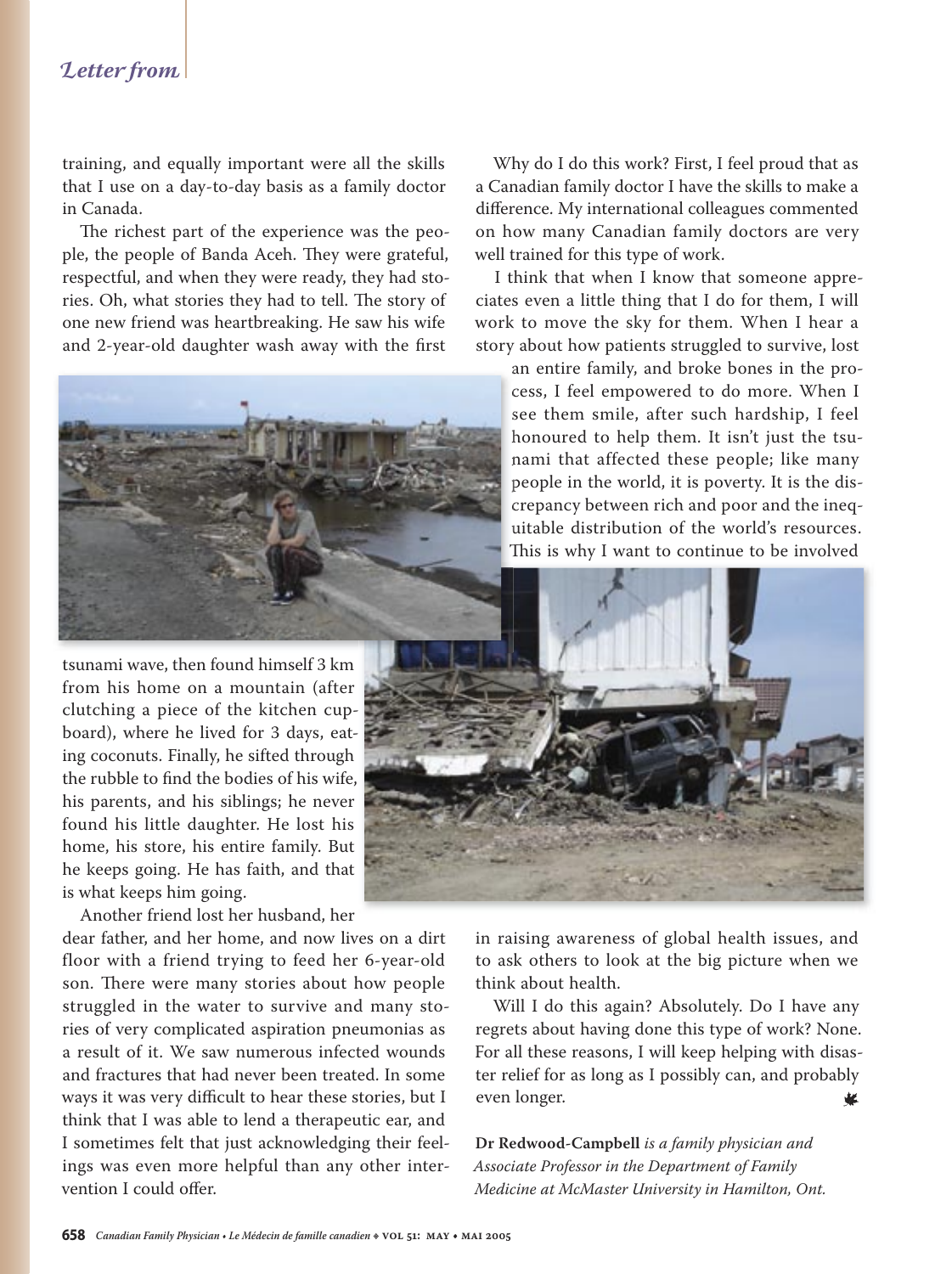training, and equally important were all the skills that I use on a day-to-day basis as a family doctor in Canada.

The richest part of the experience was the people, the people of Banda Aceh. They were grateful, respectful, and when they were ready, they had stories. Oh, what stories they had to tell. The story of one new friend was heartbreaking. He saw his wife and 2-year-old daughter wash away with the first tsunami wave, then found himself 3 km from his home on a mountain (after clutching a piece of the kitchen cupboard), where he lived for 3 days, eating coconuts. Finally, he sifted through the rubble to find the bodies of his wife, his parents, and his siblings; he never found his little daughter. He lost his home, his store, his entire family. But he keeps going. He has faith, and that is what keeps him going.

Another friend lost her husband, her dear father, and her home, and now lives on a dirt floor with a friend trying to feed her 6-year-old son. There were many stories about how people struggled in the water to survive and many stories of very complicated aspiration pneumonias as a result of it. We saw numerous infected wounds and fractures that had never been treated. In some ways it was very difficult to hear these stories, but I think that I was able to lend a therapeutic ear, and I sometimes felt that just acknowledging their feelings was even more helpful than any other intervention I could offer.

Why do I do this work? First, I feel proud that as a Canadian family doctor I have the skills to make a difference. My international colleagues commented on how many Canadian family doctors are very well trained for this type of work.

I think that when I know that someone appreciates even a little thing that I do for them, I will work to move the sky for them. When I hear a story about how patients struggled to survive, lost an entire family, and broke bones in the process, I feel empowered to do more. When I see them smile, after such hardship, I feel honoured to help them. It isn't just the tsunami that affected these people; like many people in the world, it is poverty. It is the discrepancy between rich and poor and the inequitable distribution of the world's resources. This is why I want to continue to be involved in raising awareness of global health issues, and to ask others to look at the big picture when we think about health.

Will I do this again? Absolutely. Do I have any regrets about having done this type of work? None. For all these reasons, I will keep helping with disaster relief for as long as I possibly can, and probably even longer.

**Dr Redwood-Campbell** *is a family physician and Associate Professor in the Department of Family Medicine at McMaster University in Hamilton, Ont.*